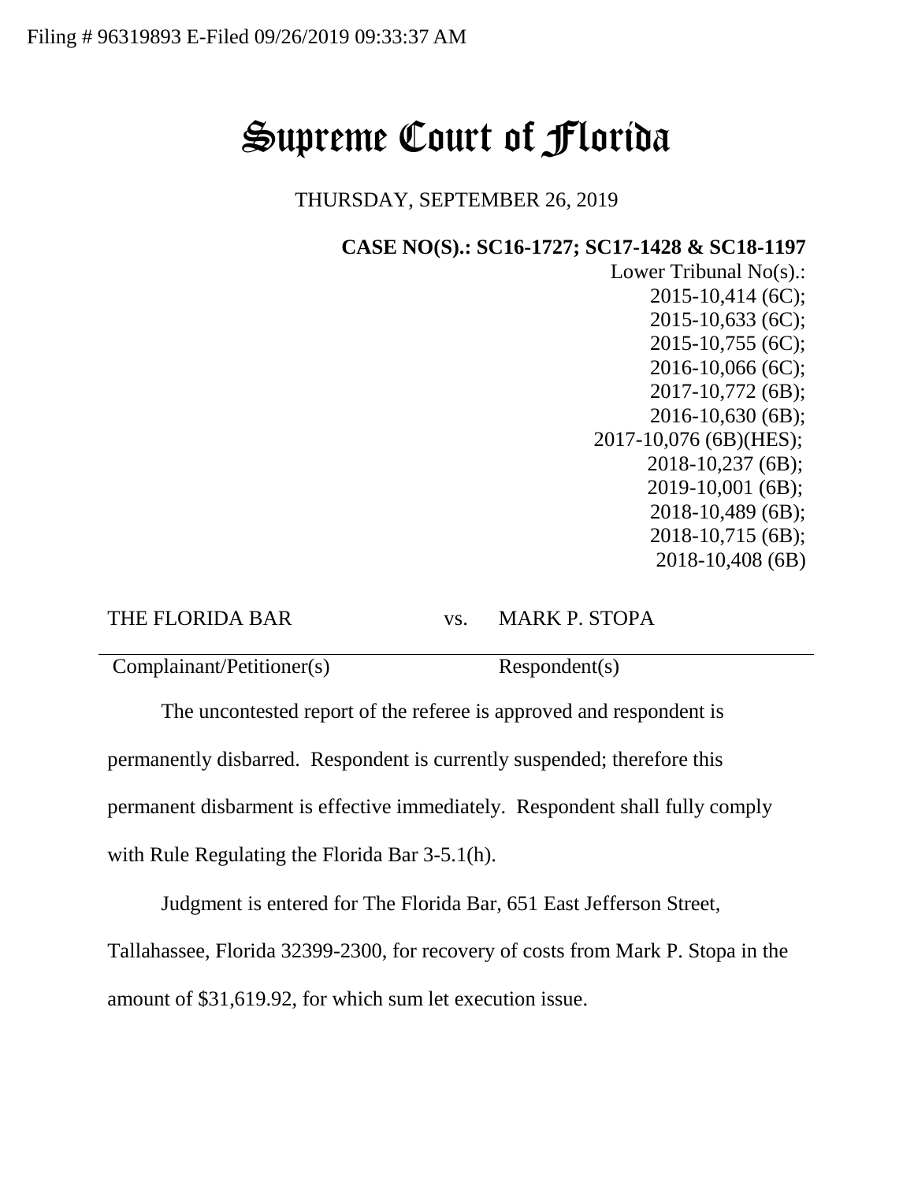Filing # 96319893 E-Filed 09/26/2019 09:33:37 AM

# Supreme Court of Florida

THURSDAY, SEPTEMBER 26, 2019

**CASE NO(S).: SC16-1727; SC17-1428 & SC18-1197**

Lower Tribunal No(s).:
2015-10,414 (6C);
2015-10,633 (6C);
2015-10,755 (6C);
2016-10,066 (6C);
2017-10,772 (6B);
2016-10,630 (6B);
2017-10,076 (6B)(HES);
2018-10,237 (6B);
2019-10,001 (6B);
2018-10,489 (6B);
2018-10,715 (6B);
2018-10,408 (6B)

| THE FLORIDA BAR | vs. | MARK P. STOPA |
|---|---|---|
| Complainant/Petitioner(s) | | Respondent(s) |

The uncontested report of the referee is approved and respondent is permanently disbarred. Respondent is currently suspended; therefore this permanent disbarment is effective immediately. Respondent shall fully comply with Rule Regulating the Florida Bar 3-5.1(h).

Judgment is entered for The Florida Bar, 651 East Jefferson Street, Tallahassee, Florida 32399-2300, for recovery of costs from Mark P. Stopa in the amount of $31,619.92, for which sum let execution issue.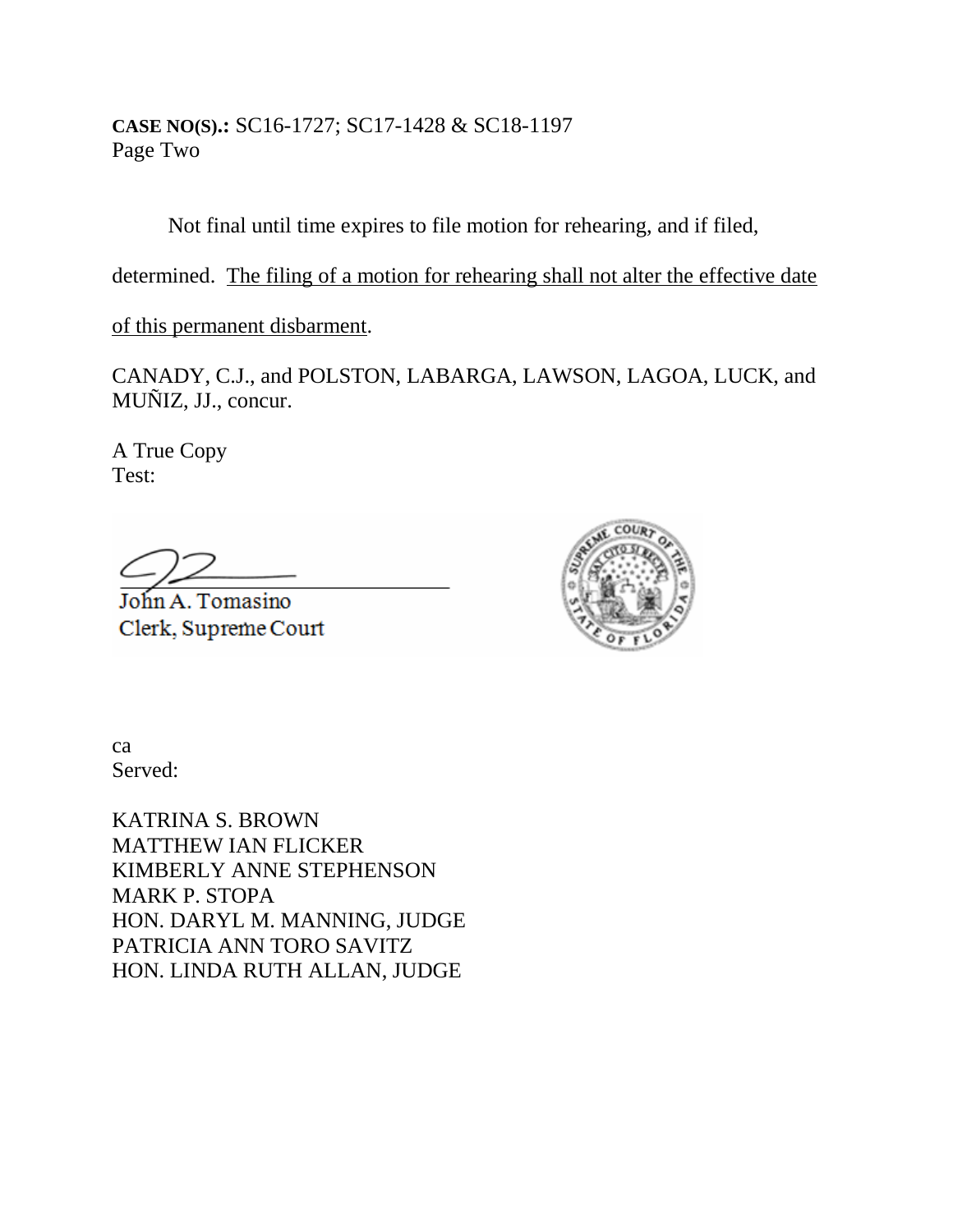**CASE NO(S).:** SC16-1727; SC17-1428 & SC18-1197
Page Two

Not final until time expires to file motion for rehearing, and if filed, determined. <u>The filing of a motion for rehearing shall not alter the effective date of this permanent disbarment</u>.

CANADY, C.J., and POLSTON, LABARGA, LAWSON, LAGOA, LUCK, and MUÑIZ, JJ., concur.

A True Copy
Test:

John A. Tomasino
Clerk, Supreme Court

ca
Served:

KATRINA S. BROWN
MATTHEW IAN FLICKER
KIMBERLY ANNE STEPHENSON
MARK P. STOPA
HON. DARYL M. MANNING, JUDGE
PATRICIA ANN TORO SAVITZ
HON. LINDA RUTH ALLAN, JUDGE